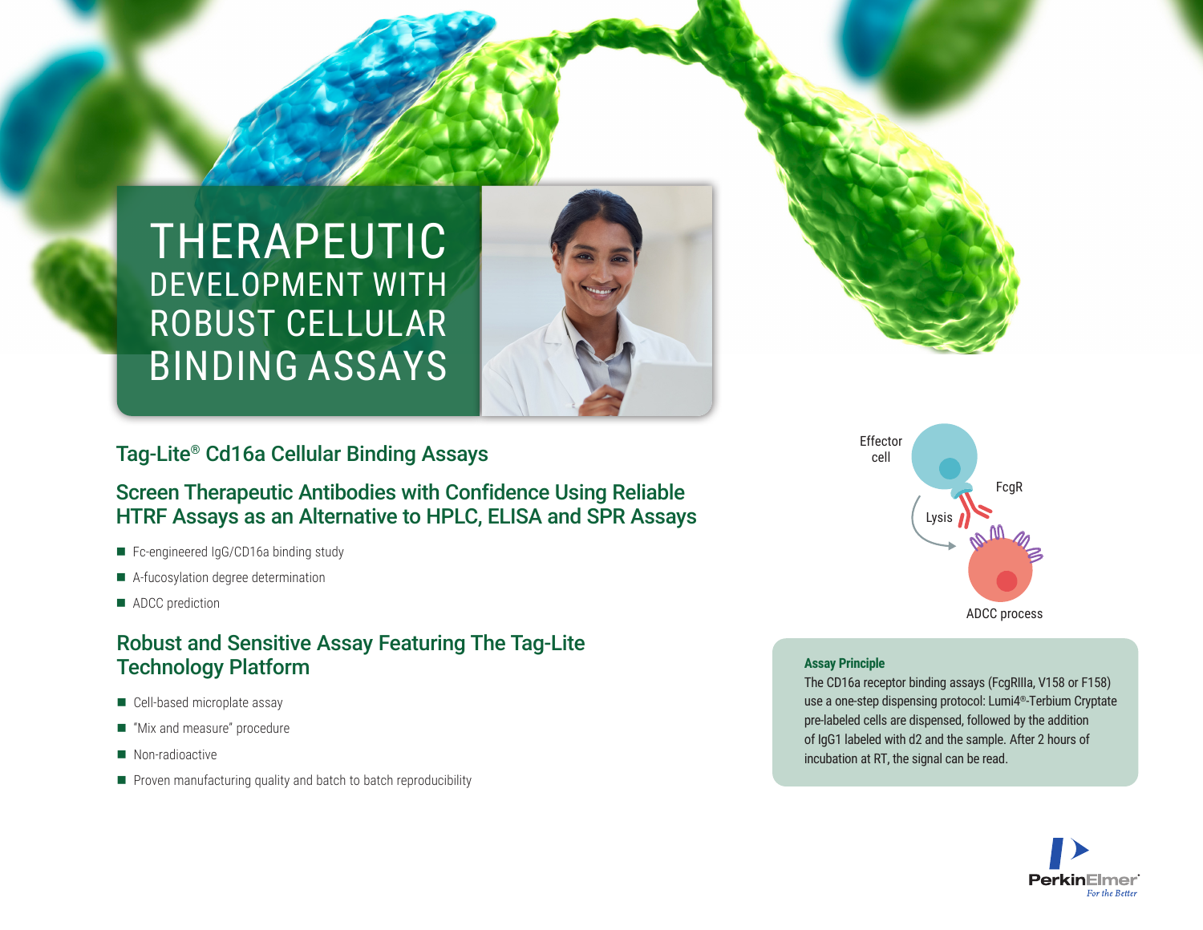# THERAPEUTIC DEVELOPMENT WITH ROBUST CELLULAR BINDING ASSAYS

## Tag-Lite® Cd16a Cellular Binding Assays

## Screen Therapeutic Antibodies with Confidence Using Reliable HTRF Assays as an Alternative to HPLC, ELISA and SPR Assays

- Fc-engineered IgG/CD16a binding study
- A-fucosylation degree determination
- ADCC prediction

## Robust and Sensitive Assay Featuring The Tag-Lite Technology Platform

- Cell-based microplate assay
- "Mix and measure" procedure
- Non-radioactive
- Proven manufacturing quality and batch to batch reproducibility

Effector cell

FcgR

Lysis

ADCC process

**Assay Principle**

The CD16a receptor binding assays (FcgRIIIa, V158 or F158) use a one-step dispensing protocol: Lumi4®-Terbium Cryptate pre-labeled cells are dispensed, followed by the addition of IgG1 labeled with d2 and the sample. After 2 hours of incubation at RT, the signal can be read.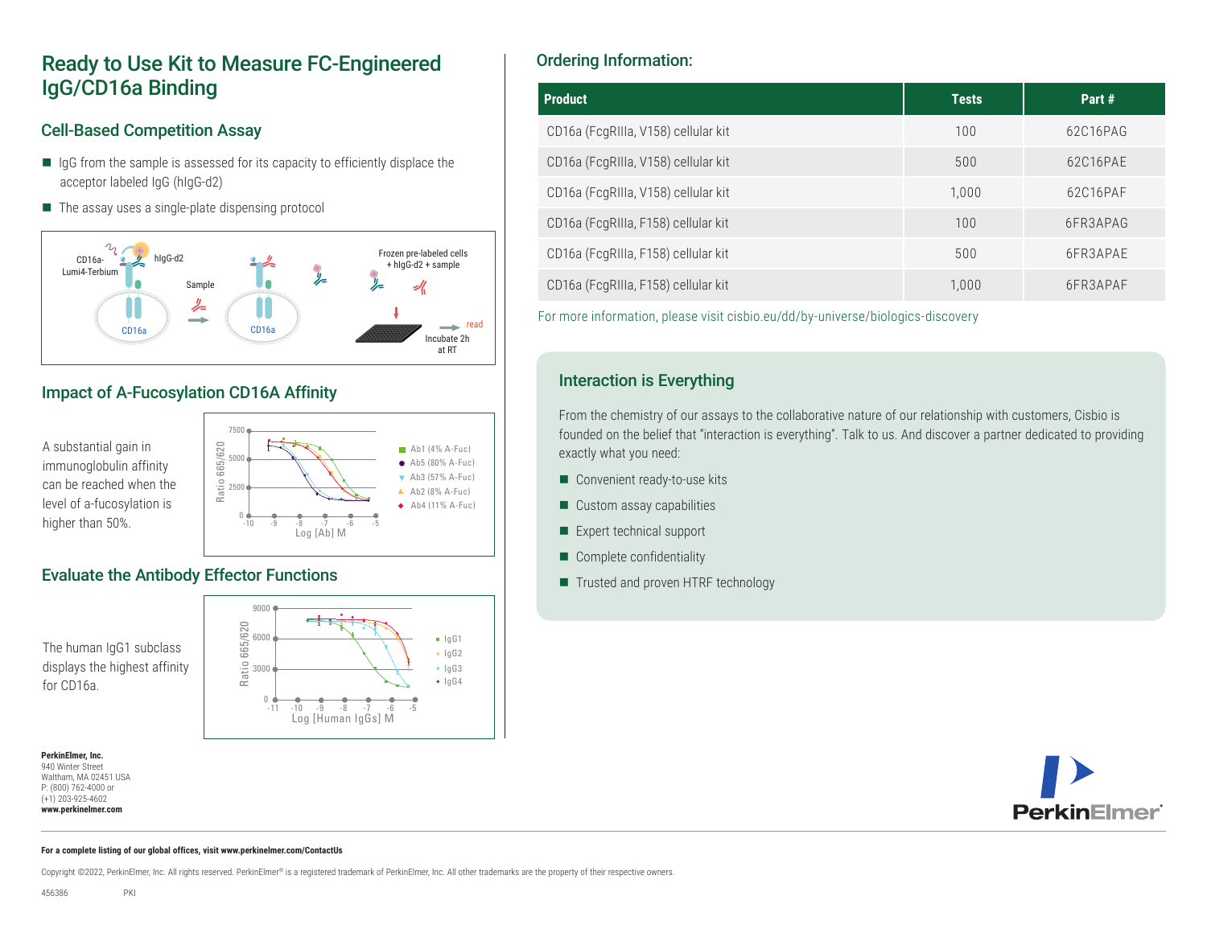# Ready to Use Kit to Measure FC-Engineered IgG/CD16a Binding

## Cell-Based Competition Assay

- IgG from the sample is assessed for its capacity to efficiently displace the acceptor labeled IgG (hIgG-d2)
- The assay uses a single-plate dispensing protocol

CD16a-Lumi4-Terbium
hIgG-d2
Sample
CD16a
CD16a
Frozen pre-labeled cells + hIgG-d2 + sample
read
Incubate 2h at RT

## Impact of A-Fucosylation CD16A Affinity

A substantial gain in immunoglobulin affinity can be reached when the level of a-fucosylation is higher than 50%.

7500
5000
2500
0
Ratio 665/620
-10 -9 -8 -7 -6 -5
Log [Ab] M
Ab1 (4% A-Fuc)
Ab5 (80% A-Fuc)
Ab3 (57% A-Fuc)
Ab2 (8% A-Fuc)
Ab4 (11% A-Fuc)

## Evaluate the Antibody Effector Functions

The human IgG1 subclass displays the highest affinity for CD16a.

9000
6000
3000
0
Ratio 665/620
-11 -10 -9 -8 -7 -6 -5
Log [Human IgGs] M
IgG1
IgG2
IgG3
IgG4

## Ordering Information:

| Product | Tests | Part # |
|---|---|---|
| CD16a (FcgRIIIa, V158) cellular kit | 100 | 62C16PAG |
| CD16a (FcgRIIIa, V158) cellular kit | 500 | 62C16PAE |
| CD16a (FcgRIIIa, V158) cellular kit | 1,000 | 62C16PAF |
| CD16a (FcgRIIIa, F158) cellular kit | 100 | 6FR3APAG |
| CD16a (FcgRIIIa, F158) cellular kit | 500 | 6FR3APAE |
| CD16a (FcgRIIIa, F158) cellular kit | 1,000 | 6FR3APAF |

For more information, please visit cisbio.eu/dd/by-universe/biologics-discovery

## Interaction is Everything

From the chemistry of our assays to the collaborative nature of our relationship with customers, Cisbio is founded on the belief that "interaction is everything". Talk to us. And discover a partner dedicated to providing exactly what you need:

- Convenient ready-to-use kits
- Custom assay capabilities
- Expert technical support
- Complete confidentiality
- Trusted and proven HTRF technology

**PerkinElmer, Inc.**
940 Winter Street
Waltham, MA 02451 USA
P: (800) 762-4000 or
(+1) 203-925-4602
**www.perkinelmer.com**

PerkinElmer

**For a complete listing of our global offices, visit www.perkinelmer.com/ContactUs**

Copyright ©2022, PerkinElmer, Inc. All rights reserved. PerkinElmer® is a registered trademark of PerkinElmer, Inc. All other trademarks are the property of their respective owners.

456386 PKI